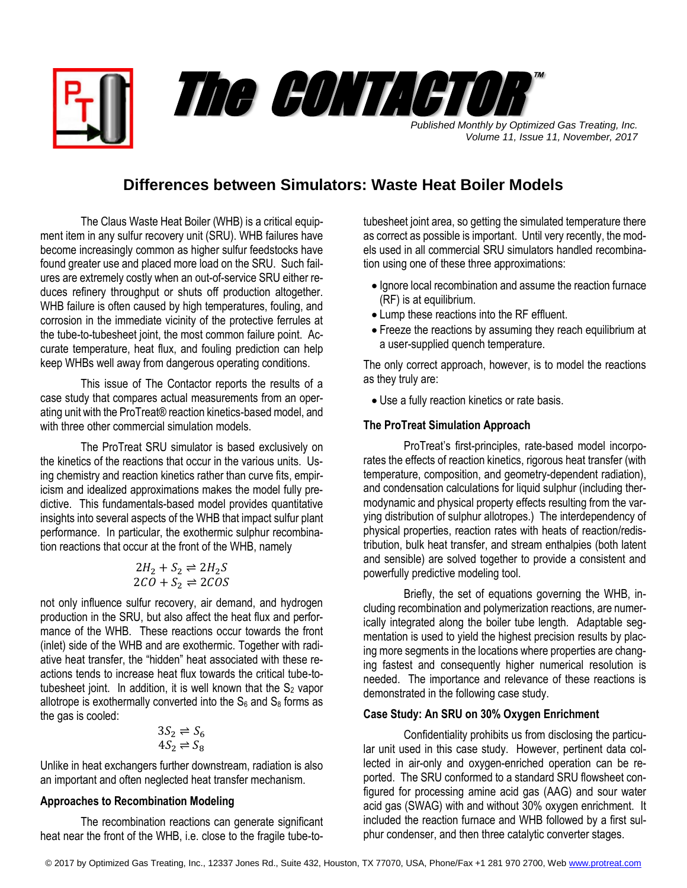# The CONTACTOR™

*Published Monthly by Optimized Gas Treating, Inc.*
*Volume 11, Issue 11, November, 2017*

## Differences between Simulators: Waste Heat Boiler Models

The Claus Waste Heat Boiler (WHB) is a critical equipment item in any sulfur recovery unit (SRU). WHB failures have become increasingly common as higher sulfur feedstocks have found greater use and placed more load on the SRU. Such failures are extremely costly when an out-of-service SRU either reduces refinery throughput or shuts off production altogether. WHB failure is often caused by high temperatures, fouling, and corrosion in the immediate vicinity of the protective ferrules at the tube-to-tubesheet joint, the most common failure point. Accurate temperature, heat flux, and fouling prediction can help keep WHBs well away from dangerous operating conditions.

This issue of The Contactor reports the results of a case study that compares actual measurements from an operating unit with the ProTreat® reaction kinetics-based model, and with three other commercial simulation models.

The ProTreat SRU simulator is based exclusively on the kinetics of the reactions that occur in the various units. Using chemistry and reaction kinetics rather than curve fits, empiricism and idealized approximations makes the model fully predictive. This fundamentals-based model provides quantitative insights into several aspects of the WHB that impact sulfur plant performance. In particular, the exothermic sulphur recombination reactions that occur at the front of the WHB, namely

$$2H_2 + S_2 \rightleftharpoons 2H_2S$$
$$2CO + S_2 \rightleftharpoons 2COS$$

not only influence sulfur recovery, air demand, and hydrogen production in the SRU, but also affect the heat flux and performance of the WHB. These reactions occur towards the front (inlet) side of the WHB and are exothermic. Together with radiative heat transfer, the "hidden" heat associated with these reactions tends to increase heat flux towards the critical tube-to-tubesheet joint. In addition, it is well known that the $S_2$ vapor allotrope is exothermally converted into the $S_6$ and $S_8$ forms as the gas is cooled:

$$3S_2 \rightleftharpoons S_6$$
$$4S_2 \rightleftharpoons S_8$$

Unlike in heat exchangers further downstream, radiation is also an important and often neglected heat transfer mechanism.

### Approaches to Recombination Modeling

The recombination reactions can generate significant heat near the front of the WHB, i.e. close to the fragile tube-to-tubesheet joint area, so getting the simulated temperature there as correct as possible is important. Until very recently, the models used in all commercial SRU simulators handled recombination using one of these three approximations:

- Ignore local recombination and assume the reaction furnace (RF) is at equilibrium.
- Lump these reactions into the RF effluent.
- Freeze the reactions by assuming they reach equilibrium at a user-supplied quench temperature.

The only correct approach, however, is to model the reactions as they truly are:

- Use a fully reaction kinetics or rate basis.

### The ProTreat Simulation Approach

ProTreat's first-principles, rate-based model incorporates the effects of reaction kinetics, rigorous heat transfer (with temperature, composition, and geometry-dependent radiation), and condensation calculations for liquid sulphur (including thermodynamic and physical property effects resulting from the varying distribution of sulphur allotropes.) The interdependency of physical properties, reaction rates with heats of reaction/redistribution, bulk heat transfer, and stream enthalpies (both latent and sensible) are solved together to provide a consistent and powerfully predictive modeling tool.

Briefly, the set of equations governing the WHB, including recombination and polymerization reactions, are numerically integrated along the boiler tube length. Adaptable segmentation is used to yield the highest precision results by placing more segments in the locations where properties are changing fastest and consequently higher numerical resolution is needed. The importance and relevance of these reactions is demonstrated in the following case study.

### Case Study: An SRU on 30% Oxygen Enrichment

Confidentiality prohibits us from disclosing the particular unit used in this case study. However, pertinent data collected in air-only and oxygen-enriched operation can be reported. The SRU conformed to a standard SRU flowsheet configured for processing amine acid gas (AAG) and sour water acid gas (SWAG) with and without 30% oxygen enrichment. It included the reaction furnace and WHB followed by a first sulphur condenser, and then three catalytic converter stages.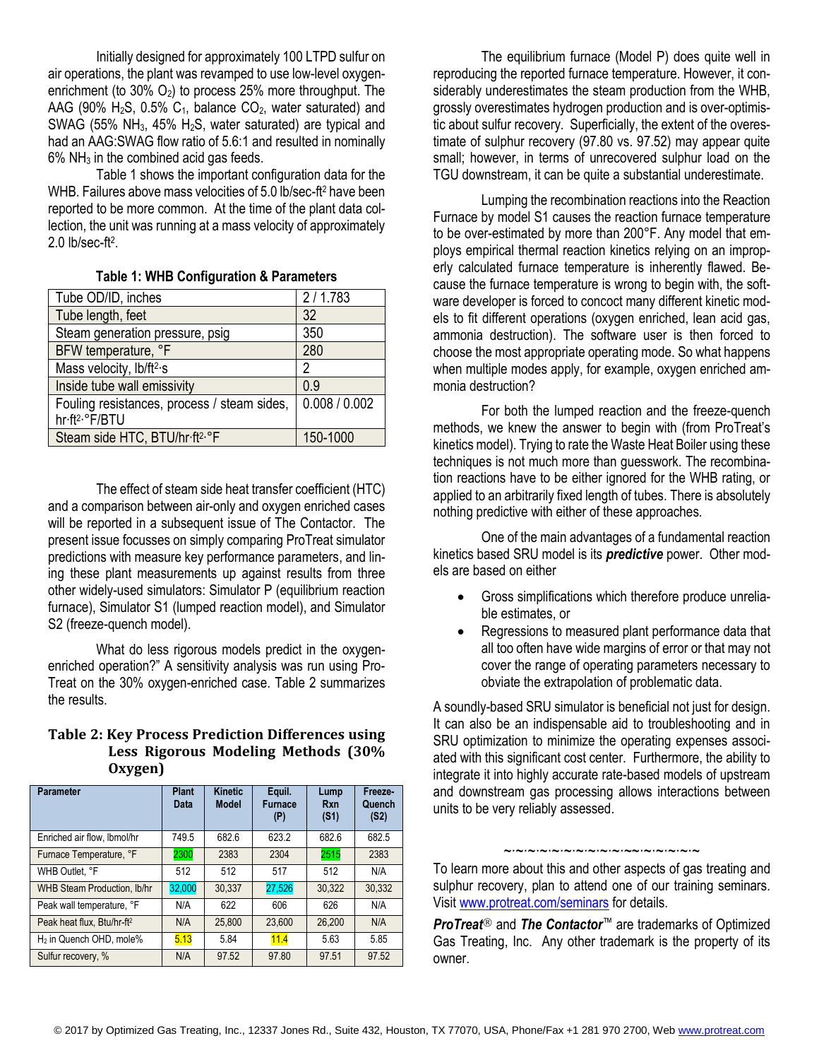Initially designed for approximately 100 LTPD sulfur on air operations, the plant was revamped to use low-level oxygen-enrichment (to 30% $O_2$) to process 25% more throughput. The AAG (90% $H_2S$, 0.5% $C_1$, balance $CO_2$, water saturated) and SWAG (55% $NH_3$, 45% $H_2S$, water saturated) are typical and had an AAG:SWAG flow ratio of 5.6:1 and resulted in nominally 6% $NH_3$ in the combined acid gas feeds.

Table 1 shows the important configuration data for the WHB. Failures above mass velocities of 5.0 lb/sec-ft$^2$ have been reported to be more common. At the time of the plant data collection, the unit was running at a mass velocity of approximately 2.0 lb/sec-ft$^2$.

**Table 1: WHB Configuration & Parameters**

| | |
|---|---|
| Tube OD/ID, inches | 2 / 1.783 |
| Tube length, feet | 32 |
| Steam generation pressure, psig | 350 |
| BFW temperature, °F | 280 |
| Mass velocity, lb/ft$^2$·s | 2 |
| Inside tube wall emissivity | 0.9 |
| Fouling resistances, process / steam sides, hr·ft$^2$·°F/BTU | 0.008 / 0.002 |
| Steam side HTC, BTU/hr·ft$^2$·°F | 150-1000 |

The effect of steam side heat transfer coefficient (HTC) and a comparison between air-only and oxygen enriched cases will be reported in a subsequent issue of The Contactor. The present issue focusses on simply comparing ProTreat simulator predictions with measure key performance parameters, and lining these plant measurements up against results from three other widely-used simulators: Simulator P (equilibrium reaction furnace), Simulator S1 (lumped reaction model), and Simulator S2 (freeze-quench model).

What do less rigorous models predict in the oxygen-enriched operation?" A sensitivity analysis was run using ProTreat on the 30% oxygen-enriched case. Table 2 summarizes the results.

**Table 2: Key Process Prediction Differences using Less Rigorous Modeling Methods (30% Oxygen)**

| Parameter | Plant Data | Kinetic Model | Equil. Furnace (P) | Lump Rxn (S1) | Freeze-Quench (S2) |
|---|---|---|---|---|---|
| Enriched air flow, lbmol/hr | 749.5 | 682.6 | 623.2 | 682.6 | 682.5 |
| Furnace Temperature, °F | 2300 | 2383 | 2304 | 2515 | 2383 |
| WHB Outlet, °F | 512 | 512 | 517 | 512 | N/A |
| WHB Steam Production, lb/hr | 32,000 | 30,337 | 27,526 | 30,322 | 30,332 |
| Peak wall temperature, °F | N/A | 622 | 606 | 626 | N/A |
| Peak heat flux, Btu/hr-ft$^2$ | N/A | 25,800 | 23,600 | 26,200 | N/A |
| $H_2$ in Quench OHD, mole% | 5.13 | 5.84 | 11.4 | 5.63 | 5.85 |
| Sulfur recovery, % | N/A | 97.52 | 97.80 | 97.51 | 97.52 |

The equilibrium furnace (Model P) does quite well in reproducing the reported furnace temperature. However, it considerably underestimates the steam production from the WHB, grossly overestimates hydrogen production and is over-optimistic about sulfur recovery. Superficially, the extent of the overestimate of sulphur recovery (97.80 vs. 97.52) may appear quite small; however, in terms of unrecovered sulphur load on the TGU downstream, it can be quite a substantial underestimate.

Lumping the recombination reactions into the Reaction Furnace by model S1 causes the reaction furnace temperature to be over-estimated by more than 200°F. Any model that employs empirical thermal reaction kinetics relying on an improperly calculated furnace temperature is inherently flawed. Because the furnace temperature is wrong to begin with, the software developer is forced to concoct many different kinetic models to fit different operations (oxygen enriched, lean acid gas, ammonia destruction). The software user is then forced to choose the most appropriate operating mode. So what happens when multiple modes apply, for example, oxygen enriched ammonia destruction?

For both the lumped reaction and the freeze-quench methods, we knew the answer to begin with (from ProTreat's kinetics model). Trying to rate the Waste Heat Boiler using these techniques is not much more than guesswork. The recombination reactions have to be either ignored for the WHB rating, or applied to an arbitrarily fixed length of tubes. There is absolutely nothing predictive with either of these approaches.

One of the main advantages of a fundamental reaction kinetics based SRU model is its ***predictive*** power. Other models are based on either

- Gross simplifications which therefore produce unreliable estimates, or
- Regressions to measured plant performance data that all too often have wide margins of error or that may not cover the range of operating parameters necessary to obviate the extrapolation of problematic data.

A soundly-based SRU simulator is beneficial not just for design. It can also be an indispensable aid to troubleshooting and in SRU optimization to minimize the operating expenses associated with this significant cost center. Furthermore, the ability to integrate it into highly accurate rate-based models of upstream and downstream gas processing allows interactions between units to be very reliably assessed.

~·~·~·~·~·~·~·~·~·~·~~·~·~·~·~·~·~

To learn more about this and other aspects of gas treating and sulphur recovery, plan to attend one of our training seminars. Visit www.protreat.com/seminars for details.

***ProTreat***® and ***The Contactor***™ are trademarks of Optimized Gas Treating, Inc. Any other trademark is the property of its owner.

© 2017 by Optimized Gas Treating, Inc., 12337 Jones Rd., Suite 432, Houston, TX 77070, USA, Phone/Fax +1 281 970 2700, Web www.protreat.com